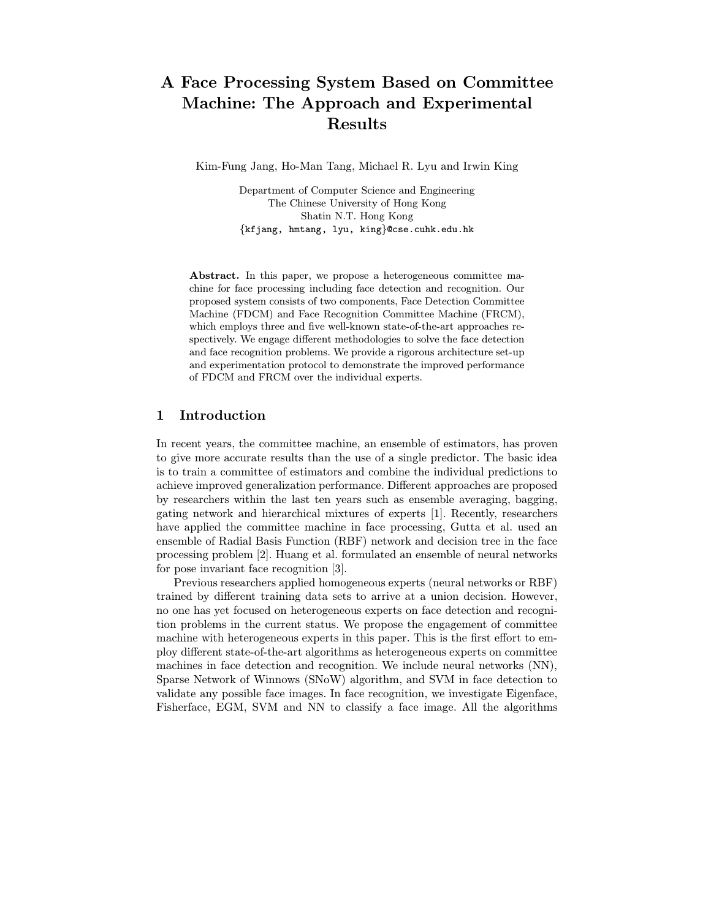# A Face Processing System Based on Committee Machine: The Approach and Experimental Results

Kim-Fung Jang, Ho-Man Tang, Michael R. Lyu and Irwin King

Department of Computer Science and Engineering
The Chinese University of Hong Kong
Shatin N.T. Hong Kong
{kfjang, hmtang, lyu, king}@cse.cuhk.edu.hk

**Abstract.** In this paper, we propose a heterogeneous committee machine for face processing including face detection and recognition. Our proposed system consists of two components, Face Detection Committee Machine (FDCM) and Face Recognition Committee Machine (FRCM), which employs three and five well-known state-of-the-art approaches respectively. We engage different methodologies to solve the face detection and face recognition problems. We provide a rigorous architecture set-up and experimentation protocol to demonstrate the improved performance of FDCM and FRCM over the individual experts.

## 1 Introduction

In recent years, the committee machine, an ensemble of estimators, has proven to give more accurate results than the use of a single predictor. The basic idea is to train a committee of estimators and combine the individual predictions to achieve improved generalization performance. Different approaches are proposed by researchers within the last ten years such as ensemble averaging, bagging, gating network and hierarchical mixtures of experts [1]. Recently, researchers have applied the committee machine in face processing, Gutta et al. used an ensemble of Radial Basis Function (RBF) network and decision tree in the face processing problem [2]. Huang et al. formulated an ensemble of neural networks for pose invariant face recognition [3].

Previous researchers applied homogeneous experts (neural networks or RBF) trained by different training data sets to arrive at a union decision. However, no one has yet focused on heterogeneous experts on face detection and recognition problems in the current status. We propose the engagement of committee machine with heterogeneous experts in this paper. This is the first effort to employ different state-of-the-art algorithms as heterogeneous experts on committee machines in face detection and recognition. We include neural networks (NN), Sparse Network of Winnows (SNoW) algorithm, and SVM in face detection to validate any possible face images. In face recognition, we investigate Eigenface, Fisherface, EGM, SVM and NN to classify a face image. All the algorithms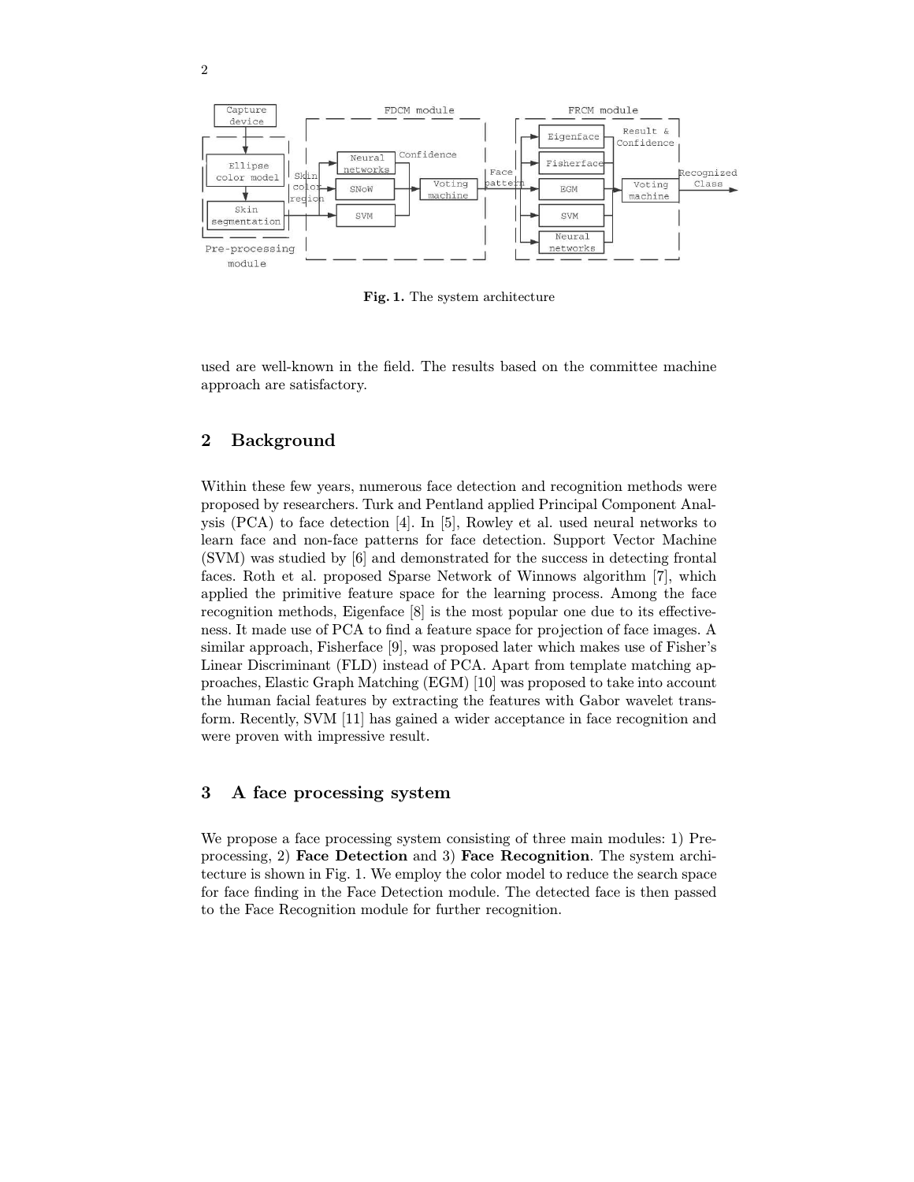Fig. 1. The system architecture

used are well-known in the field. The results based on the committee machine approach are satisfactory.

## 2 Background

Within these few years, numerous face detection and recognition methods were proposed by researchers. Turk and Pentland applied Principal Component Analysis (PCA) to face detection [4]. In [5], Rowley et al. used neural networks to learn face and non-face patterns for face detection. Support Vector Machine (SVM) was studied by [6] and demonstrated for the success in detecting frontal faces. Roth et al. proposed Sparse Network of Winnows algorithm [7], which applied the primitive feature space for the learning process. Among the face recognition methods, Eigenface [8] is the most popular one due to its effectiveness. It made use of PCA to find a feature space for projection of face images. A similar approach, Fisherface [9], was proposed later which makes use of Fisher's Linear Discriminant (FLD) instead of PCA. Apart from template matching approaches, Elastic Graph Matching (EGM) [10] was proposed to take into account the human facial features by extracting the features with Gabor wavelet transform. Recently, SVM [11] has gained a wider acceptance in face recognition and were proven with impressive result.

## 3 A face processing system

We propose a face processing system consisting of three main modules: 1) Preprocessing, 2) **Face Detection** and 3) **Face Recognition**. The system architecture is shown in Fig. 1. We employ the color model to reduce the search space for face finding in the Face Detection module. The detected face is then passed to the Face Recognition module for further recognition.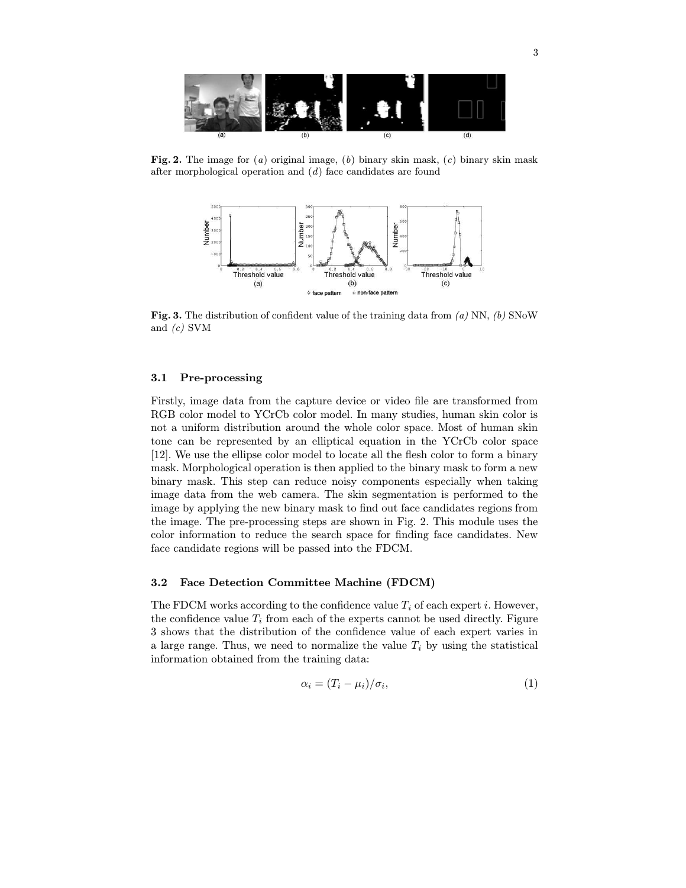**Fig. 2.** The image for (*a*) original image, (*b*) binary skin mask, (*c*) binary skin mask after morphological operation and (*d*) face candidates are found

**Fig. 3.** The distribution of confident value of the training data from *(a)* NN, *(b)* SNoW and *(c)* SVM

### 3.1 Pre-processing

Firstly, image data from the capture device or video file are transformed from RGB color model to YCrCb color model. In many studies, human skin color is not a uniform distribution around the whole color space. Most of human skin tone can be represented by an elliptical equation in the YCrCb color space [12]. We use the ellipse color model to locate all the flesh color to form a binary mask. Morphological operation is then applied to the binary mask to form a new binary mask. This step can reduce noisy components especially when taking image data from the web camera. The skin segmentation is performed to the image by applying the new binary mask to find out face candidates regions from the image. The pre-processing steps are shown in Fig. 2. This module uses the color information to reduce the search space for finding face candidates. New face candidate regions will be passed into the FDCM.

### 3.2 Face Detection Committee Machine (FDCM)

The FDCM works according to the confidence value $T_i$ of each expert $i$. However, the confidence value $T_i$ from each of the experts cannot be used directly. Figure 3 shows that the distribution of the confidence value of each expert varies in a large range. Thus, we need to normalize the value $T_i$ by using the statistical information obtained from the training data:

$$\alpha_i = (T_i - \mu_i)/\sigma_i, \tag{1}$$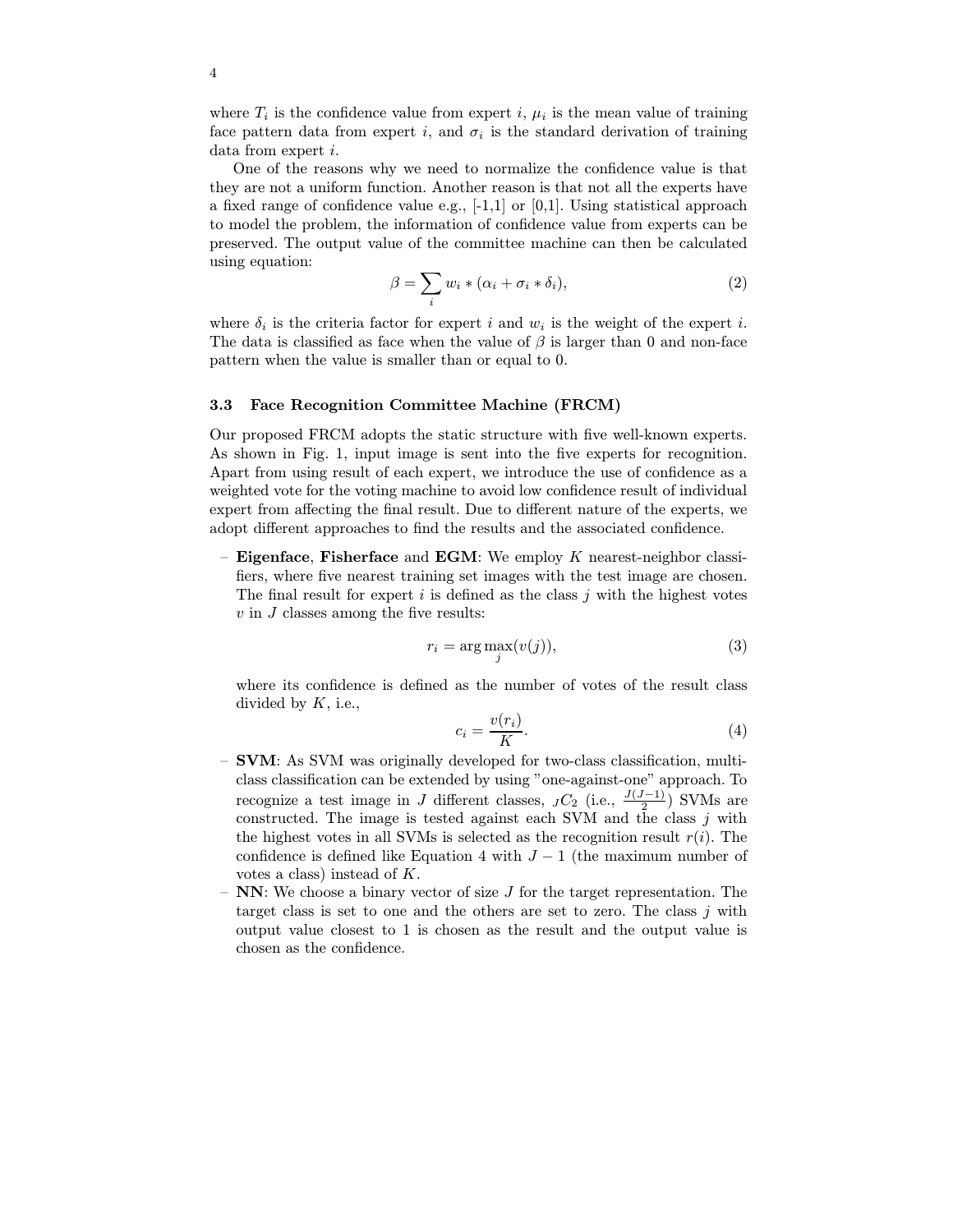where $T_i$ is the confidence value from expert $i$, $\mu_i$ is the mean value of training face pattern data from expert $i$, and $\sigma_i$ is the standard derivation of training data from expert $i$.

One of the reasons why we need to normalize the confidence value is that they are not a uniform function. Another reason is that not all the experts have a fixed range of confidence value e.g., [-1,1] or [0,1]. Using statistical approach to model the problem, the information of confidence value from experts can be preserved. The output value of the committee machine can then be calculated using equation:

$$\beta = \sum_i w_i * (\alpha_i + \sigma_i * \delta_i), \tag{2}$$

where $\delta_i$ is the criteria factor for expert $i$ and $w_i$ is the weight of the expert $i$. The data is classified as face when the value of $\beta$ is larger than 0 and non-face pattern when the value is smaller than or equal to 0.

### 3.3 Face Recognition Committee Machine (FRCM)

Our proposed FRCM adopts the static structure with five well-known experts. As shown in Fig. 1, input image is sent into the five experts for recognition. Apart from using result of each expert, we introduce the use of confidence as a weighted vote for the voting machine to avoid low confidence result of individual expert from affecting the final result. Due to different nature of the experts, we adopt different approaches to find the results and the associated confidence.

- **Eigenface**, **Fisherface** and **EGM**: We employ $K$ nearest-neighbor classifiers, where five nearest training set images with the test image are chosen. The final result for expert $i$ is defined as the class $j$ with the highest votes $v$ in $J$ classes among the five results:

$$r_i = \arg\max_j (v(j)), \tag{3}$$

  where its confidence is defined as the number of votes of the result class divided by $K$, i.e.,

$$c_i = \frac{v(r_i)}{K}. \tag{4}$$

- **SVM**: As SVM was originally developed for two-class classification, multi-class classification can be extended by using "one-against-one" approach. To recognize a test image in $J$ different classes, ${}_JC_2$ (i.e., $\frac{J(J-1)}{2}$) SVMs are constructed. The image is tested against each SVM and the class $j$ with the highest votes in all SVMs is selected as the recognition result $r(i)$. The confidence is defined like Equation 4 with $J-1$ (the maximum number of votes a class) instead of $K$.
- **NN**: We choose a binary vector of size $J$ for the target representation. The target class is set to one and the others are set to zero. The class $j$ with output value closest to 1 is chosen as the result and the output value is chosen as the confidence.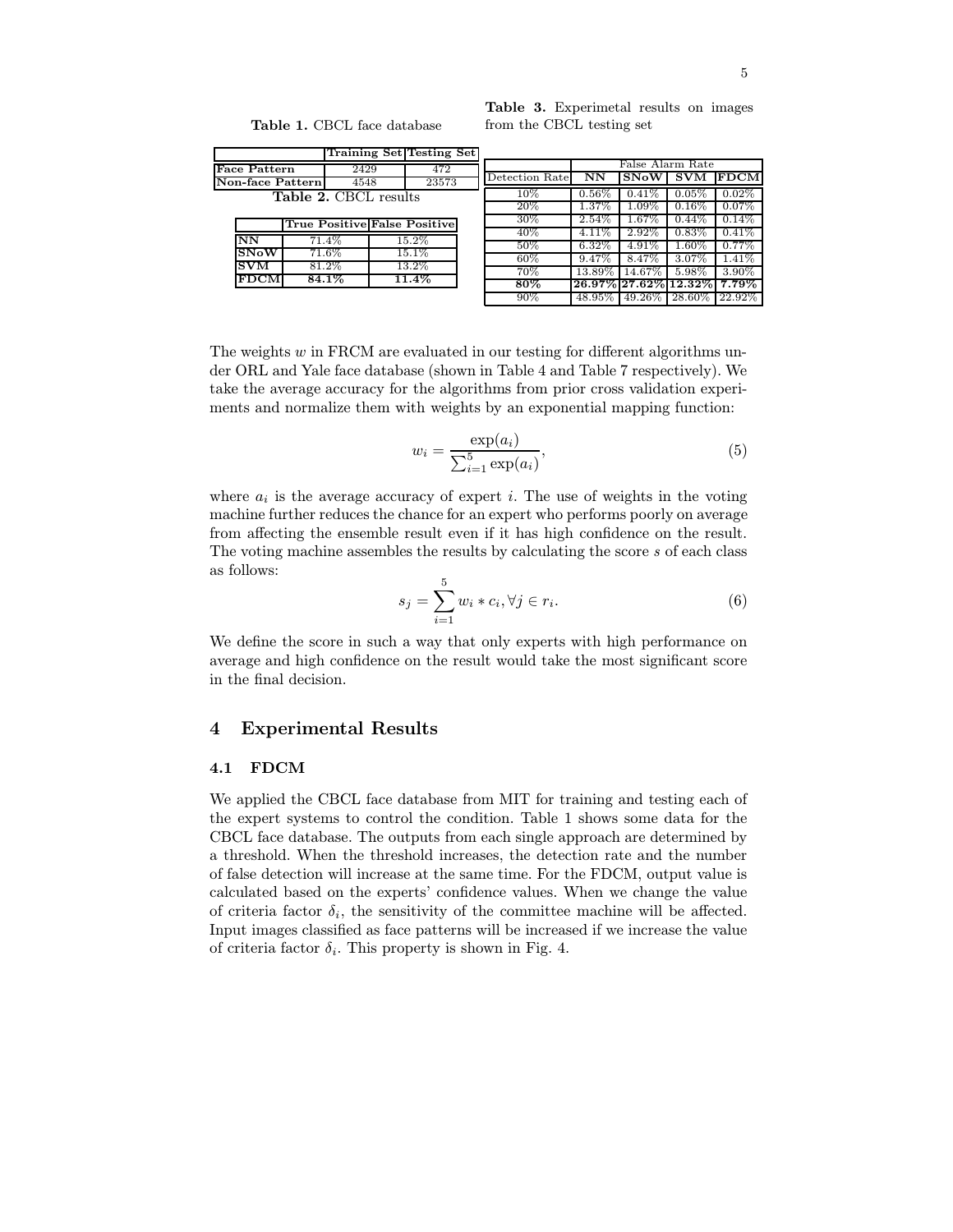**Table 1.** CBCL face database

| | Training Set | Testing Set |
|---|---|---|
| **Face Pattern** | 2429 | 472 |
| **Non-face Pattern** | 4548 | 23573 |

**Table 2.** CBCL results

| | True Positive | False Positive |
|---|---|---|
| **NN** | 71.4% | 15.2% |
| **SNoW** | 71.6% | 15.1% |
| **SVM** | 81.2% | 13.2% |
| **FDCM** | **84.1%** | **11.4%** |

**Table 3.** Experimetal results on images from the CBCL testing set

| | False Alarm Rate | | | |
|---|---|---|---|---|
| Detection Rate | **NN** | **SNoW** | **SVM** | **FDCM** |
| 10% | 0.56% | 0.41% | 0.05% | 0.02% |
| 20% | 1.37% | 1.09% | 0.16% | 0.07% |
| 30% | 2.54% | 1.67% | 0.44% | 0.14% |
| 40% | 4.11% | 2.92% | 0.83% | 0.41% |
| 50% | 6.32% | 4.91% | 1.60% | 0.77% |
| 60% | 9.47% | 8.47% | 3.07% | 1.41% |
| 70% | 13.89% | 14.67% | 5.98% | 3.90% |
| **80%** | **26.97%** | **27.62%** | **12.32%** | **7.79%** |
| 90% | 48.95% | 49.26% | 28.60% | 22.92% |

The weights $w$ in FRCM are evaluated in our testing for different algorithms under ORL and Yale face database (shown in Table 4 and Table 7 respectively). We take the average accuracy for the algorithms from prior cross validation experiments and normalize them with weights by an exponential mapping function:

$$w_i = \frac{\exp(a_i)}{\sum_{i=1}^{5}\exp(a_i)}, \tag{5}$$

where $a_i$ is the average accuracy of expert $i$. The use of weights in the voting machine further reduces the chance for an expert who performs poorly on average from affecting the ensemble result even if it has high confidence on the result. The voting machine assembles the results by calculating the score $s$ of each class as follows:

$$s_j = \sum_{i=1}^{5} w_i * c_i, \forall j \in r_i. \tag{6}$$

We define the score in such a way that only experts with high performance on average and high confidence on the result would take the most significant score in the final decision.

## 4 Experimental Results

### 4.1 FDCM

We applied the CBCL face database from MIT for training and testing each of the expert systems to control the condition. Table 1 shows some data for the CBCL face database. The outputs from each single approach are determined by a threshold. When the threshold increases, the detection rate and the number of false detection will increase at the same time. For the FDCM, output value is calculated based on the experts' confidence values. When we change the value of criteria factor $\delta_i$, the sensitivity of the committee machine will be affected. Input images classified as face patterns will be increased if we increase the value of criteria factor $\delta_i$. This property is shown in Fig. 4.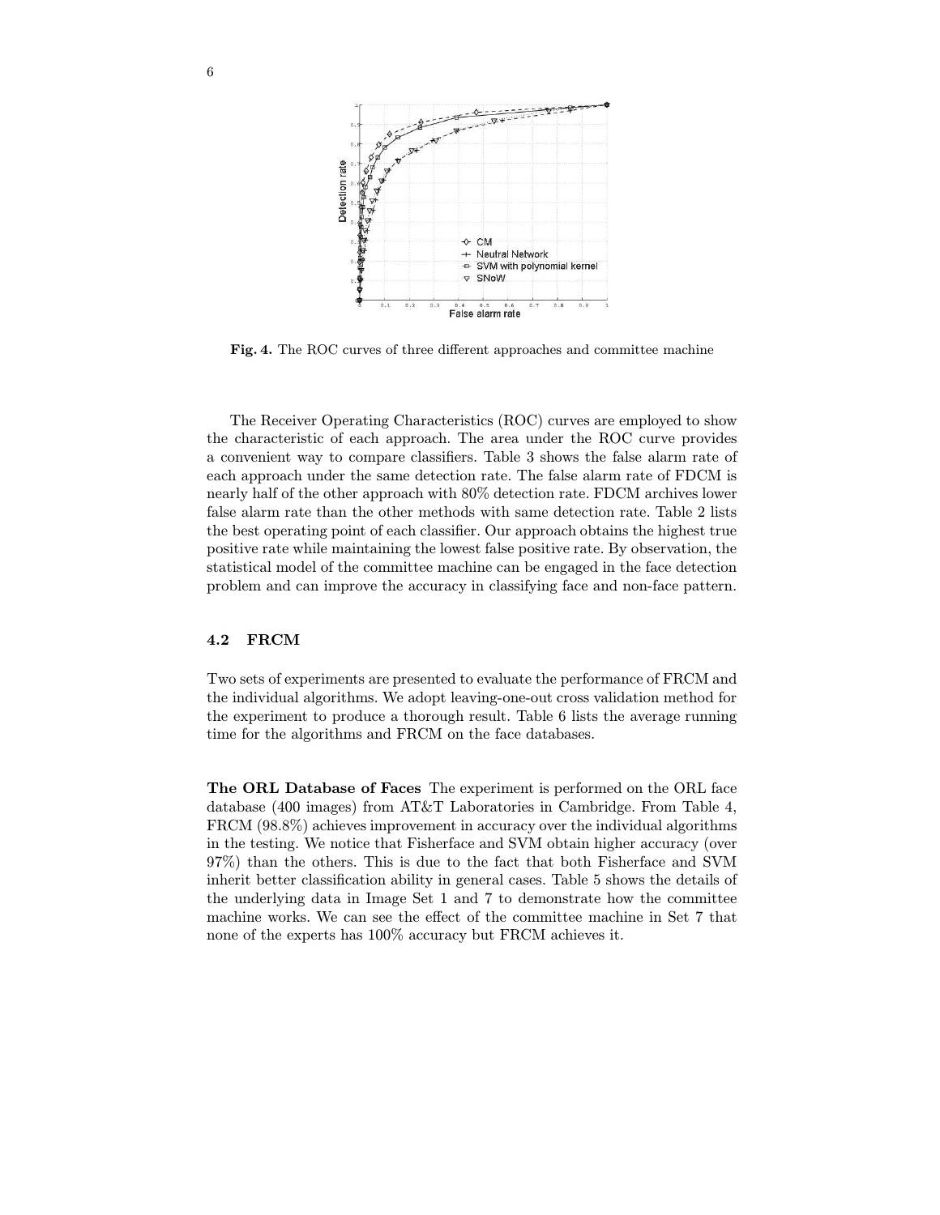**Fig. 4.** The ROC curves of three different approaches and committee machine

The Receiver Operating Characteristics (ROC) curves are employed to show the characteristic of each approach. The area under the ROC curve provides a convenient way to compare classifiers. Table 3 shows the false alarm rate of each approach under the same detection rate. The false alarm rate of FDCM is nearly half of the other approach with 80% detection rate. FDCM archives lower false alarm rate than the other methods with same detection rate. Table 2 lists the best operating point of each classifier. Our approach obtains the highest true positive rate while maintaining the lowest false positive rate. By observation, the statistical model of the committee machine can be engaged in the face detection problem and can improve the accuracy in classifying face and non-face pattern.

### 4.2 FRCM

Two sets of experiments are presented to evaluate the performance of FRCM and the individual algorithms. We adopt leaving-one-out cross validation method for the experiment to produce a thorough result. Table 6 lists the average running time for the algorithms and FRCM on the face databases.

**The ORL Database of Faces** The experiment is performed on the ORL face database (400 images) from AT&T Laboratories in Cambridge. From Table 4, FRCM (98.8%) achieves improvement in accuracy over the individual algorithms in the testing. We notice that Fisherface and SVM obtain higher accuracy (over 97%) than the others. This is due to the fact that both Fisherface and SVM inherit better classification ability in general cases. Table 5 shows the details of the underlying data in Image Set 1 and 7 to demonstrate how the committee machine works. We can see the effect of the committee machine in Set 7 that none of the experts has 100% accuracy but FRCM achieves it.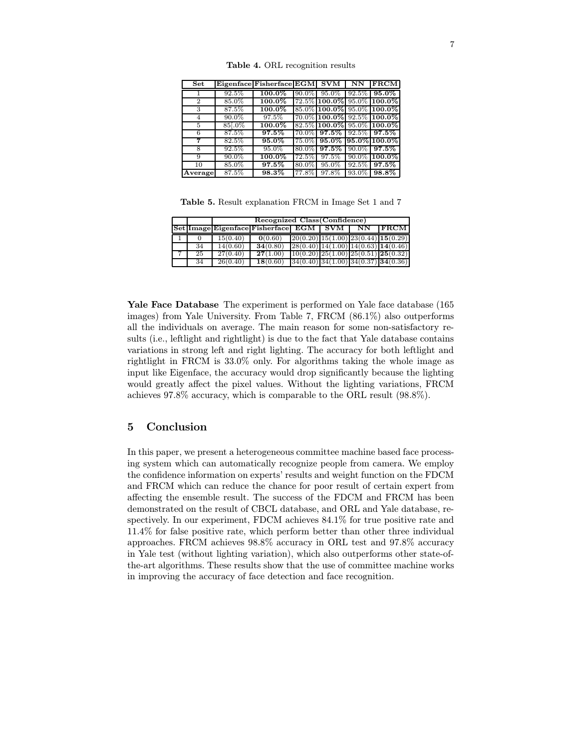**Table 4.** ORL recognition results

| Set | Eigenface | Fisherface | EGM | SVM | NN | FRCM |
|---|---|---|---|---|---|---|
| 1 | 92.5% | **100.0%** | 90.0% | 95.0% | 92.5% | **95.0%** |
| 2 | 85.0% | **100.0%** | 72.5% | **100.0%** | 95.0% | **100.0%** |
| 3 | 87.5% | **100.0%** | 85.0% | **100.0%** | 95.0% | **100.0%** |
| 4 | 90.0% | 97.5% | 70.0% | **100.0%** | 92.5% | **100.0%** |
| 5 | 85[.0% | **100.0%** | 82.5% | **100.0%** | 95.0% | **100.0%** |
| 6 | 87.5% | **97.5%** | 70.0% | **97.5%** | 92.5% | **97.5%** |
| **7** | 82.5% | **95.0%** | 75.0% | **95.0%** | **95.0%** | **100.0%** |
| 8 | 92.5% | 95.0% | 80.0% | **97.5%** | 90.0% | **97.5%** |
| 9 | 90.0% | **100.0%** | 72.5% | 97.5% | 90.0% | **100.0%** |
| 10 | 85.0% | **97.5%** | 80.0% | 95.0% | 92.5% | **97.5%** |
| **Average** | 87.5% | **98.3%** | 77.8% | 97.8% | 93.0% | **98.8%** |

**Table 5.** Result explanation FRCM in Image Set 1 and 7

| | | Recognized Class(Confidence) | | | | | |
|---|---|---|---|---|---|---|---|
| **Set** | **Image** | **Eigenface** | **Fisherface** | **EGM** | **SVM** | **NN** | **FRCM** |
| 1 | 0 | 15(0.40) | **0**(0.60) | 20(0.20) | 15(1.00) | 23(0.44) | **15**(0.29) |
| | 34 | 14(0.60) | **34**(0.80) | 28(0.40) | 14(1.00) | 14(0.63) | **14**(0.46) |
| 7 | 25 | 27(0.40) | **27**(1.00) | 10(0.20) | 25(1.00) | 25(0.51) | **25**(0.32) |
| | 34 | 26(0.40) | **18**(0.60) | 34(0.40) | 34(1.00) | 34(0.37) | **34**(0.36) |

**Yale Face Database** The experiment is performed on Yale face database (165 images) from Yale University. From Table 7, FRCM (86.1%) also outperforms all the individuals on average. The main reason for some non-satisfactory results (i.e., leftlight and rightlight) is due to the fact that Yale database contains variations in strong left and right lighting. The accuracy for both leftlight and rightlight in FRCM is 33.0% only. For algorithms taking the whole image as input like Eigenface, the accuracy would drop significantly because the lighting would greatly affect the pixel values. Without the lighting variations, FRCM achieves 97.8% accuracy, which is comparable to the ORL result (98.8%).

## 5 Conclusion

In this paper, we present a heterogeneous committee machine based face processing system which can automatically recognize people from camera. We employ the confidence information on experts' results and weight function on the FDCM and FRCM which can reduce the chance for poor result of certain expert from affecting the ensemble result. The success of the FDCM and FRCM has been demonstrated on the result of CBCL database, and ORL and Yale database, respectively. In our experiment, FDCM achieves 84.1% for true positive rate and 11.4% for false positive rate, which perform better than other three individual approaches. FRCM achieves 98.8% accuracy in ORL test and 97.8% accuracy in Yale test (without lighting variation), which also outperforms other state-of-the-art algorithms. These results show that the use of committee machine works in improving the accuracy of face detection and face recognition.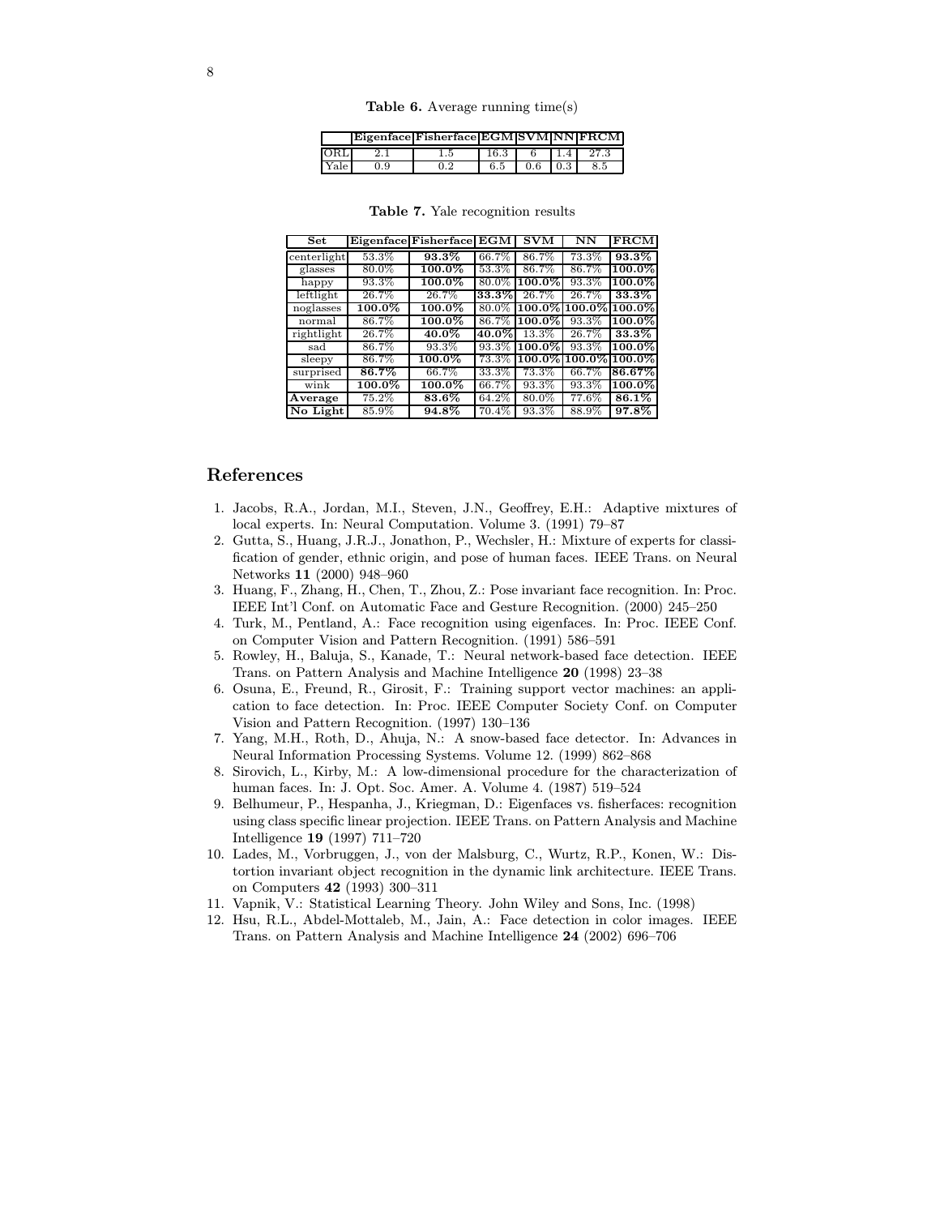**Table 6.** Average running time(s)

| | Eigenface | Fisherface | EGM | SVM | NN | FRCM |
|---|---|---|---|---|---|---|
| ORL | 2.1 | 1.5 | 16.3 | 6 | 1.4 | 27.3 |
| Yale | 0.9 | 0.2 | 6.5 | 0.6 | 0.3 | 8.5 |

**Table 7.** Yale recognition results

| Set | Eigenface | Fisherface | EGM | SVM | NN | FRCM |
|---|---|---|---|---|---|---|
| centerlight | 53.3% | **93.3%** | 66.7% | 86.7% | 73.3% | **93.3%** |
| glasses | 80.0% | **100.0%** | 53.3% | 86.7% | 86.7% | **100.0%** |
| happy | 93.3% | **100.0%** | 80.0% | **100.0%** | 93.3% | **100.0%** |
| leftlight | 26.7% | 26.7% | **33.3%** | 26.7% | 26.7% | **33.3%** |
| noglasses | **100.0%** | **100.0%** | 80.0% | **100.0%** | **100.0%** | **100.0%** |
| normal | 86.7% | **100.0%** | 86.7% | **100.0%** | 93.3% | **100.0%** |
| rightlight | 26.7% | **40.0%** | **40.0%** | 13.3% | 26.7% | **33.3%** |
| sad | 86.7% | 93.3% | 93.3% | **100.0%** | 93.3% | **100.0%** |
| sleepy | 86.7% | **100.0%** | 73.3% | **100.0%** | **100.0%** | **100.0%** |
| surprised | **86.7%** | 66.7% | 33.3% | 73.3% | 66.7% | **86.67%** |
| wink | **100.0%** | **100.0%** | 66.7% | 93.3% | 93.3% | **100.0%** |
| **Average** | 75.2% | **83.6%** | 64.2% | 80.0% | 77.6% | **86.1%** |
| **No Light** | 85.9% | **94.8%** | 70.4% | 93.3% | 88.9% | **97.8%** |

## References

1. Jacobs, R.A., Jordan, M.I., Steven, J.N., Geoffrey, E.H.: Adaptive mixtures of local experts. In: Neural Computation. Volume 3. (1991) 79–87
2. Gutta, S., Huang, J.R.J., Jonathon, P., Wechsler, H.: Mixture of experts for classification of gender, ethnic origin, and pose of human faces. IEEE Trans. on Neural Networks **11** (2000) 948–960
3. Huang, F., Zhang, H., Chen, T., Zhou, Z.: Pose invariant face recognition. In: Proc. IEEE Int'l Conf. on Automatic Face and Gesture Recognition. (2000) 245–250
4. Turk, M., Pentland, A.: Face recognition using eigenfaces. In: Proc. IEEE Conf. on Computer Vision and Pattern Recognition. (1991) 586–591
5. Rowley, H., Baluja, S., Kanade, T.: Neural network-based face detection. IEEE Trans. on Pattern Analysis and Machine Intelligence **20** (1998) 23–38
6. Osuna, E., Freund, R., Girosit, F.: Training support vector machines: an application to face detection. In: Proc. IEEE Computer Society Conf. on Computer Vision and Pattern Recognition. (1997) 130–136
7. Yang, M.H., Roth, D., Ahuja, N.: A snow-based face detector. In: Advances in Neural Information Processing Systems. Volume 12. (1999) 862–868
8. Sirovich, L., Kirby, M.: A low-dimensional procedure for the characterization of human faces. In: J. Opt. Soc. Amer. A. Volume 4. (1987) 519–524
9. Belhumeur, P., Hespanha, J., Kriegman, D.: Eigenfaces vs. fisherfaces: recognition using class specific linear projection. IEEE Trans. on Pattern Analysis and Machine Intelligence **19** (1997) 711–720
10. Lades, M., Vorbruggen, J., von der Malsburg, C., Wurtz, R.P., Konen, W.: Distortion invariant object recognition in the dynamic link architecture. IEEE Trans. on Computers **42** (1993) 300–311
11. Vapnik, V.: Statistical Learning Theory. John Wiley and Sons, Inc. (1998)
12. Hsu, R.L., Abdel-Mottaleb, M., Jain, A.: Face detection in color images. IEEE Trans. on Pattern Analysis and Machine Intelligence **24** (2002) 696–706